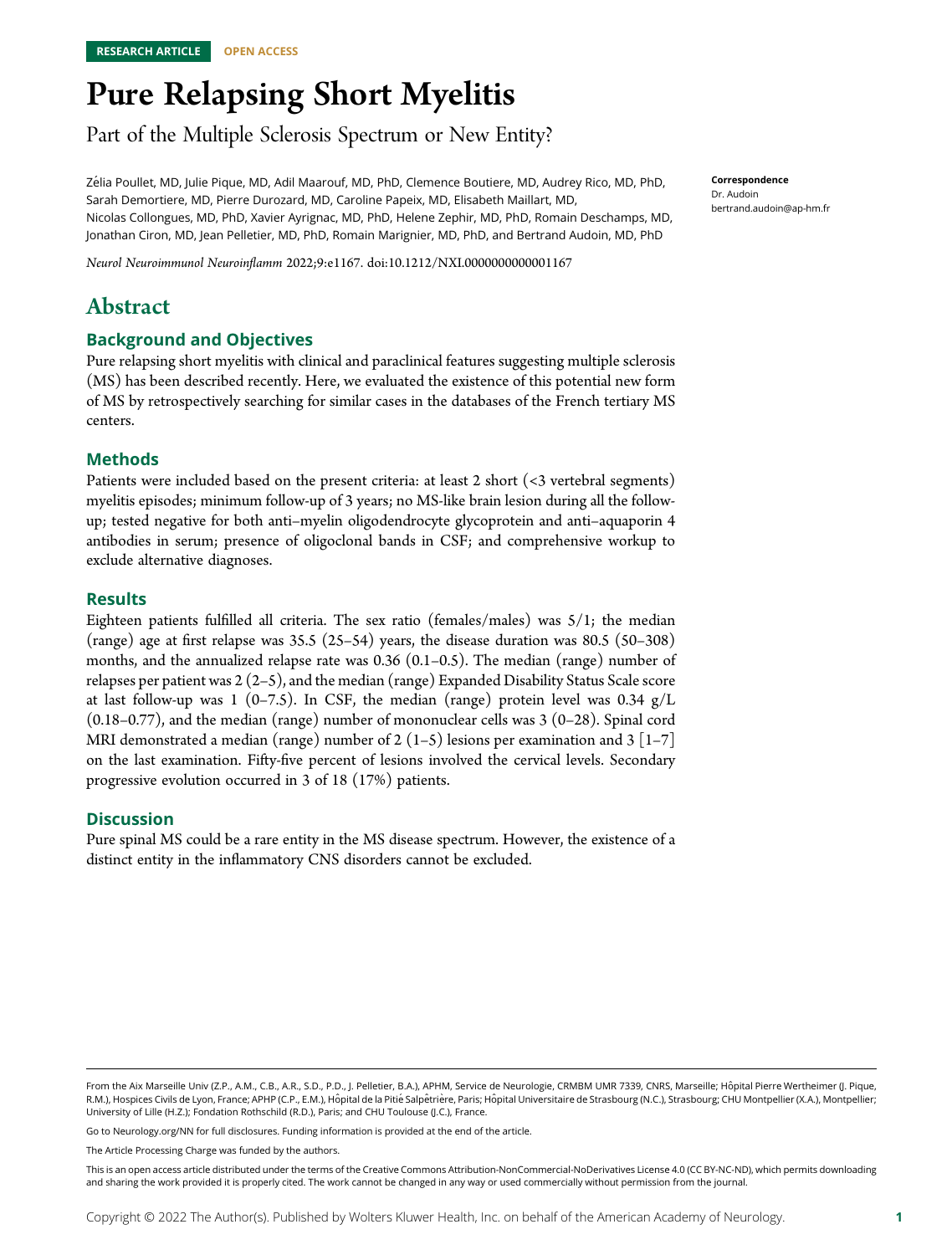RESEARCH ARTICLE OPEN ACCESS

# Pure Relapsing Short Myelitis

## Part of the Multiple Sclerosis Spectrum or New Entity?

Zélia Poullet, MD, Julie Pique, MD, Adil Maarouf, MD, PhD, Clemence Boutiere, MD, Audrey Rico, MD, PhD, Sarah Demortiere, MD, Pierre Durozard, MD, Caroline Papeix, MD, Elisabeth Maillart, MD, Nicolas Collongues, MD, PhD, Xavier Ayrignac, MD, PhD, Helene Zephir, MD, PhD, Romain Deschamps, MD, Jonathan Ciron, MD, Jean Pelletier, MD, PhD, Romain Marignier, MD, PhD, and Bertrand Audoin, MD, PhD

*Neurol Neuroimmunol Neuroinflamm* 2022;9:e1167. doi:10.1212/NXI.0000000000001167

**Correspondence**
Dr. Audoin
bertrand.audoin@ap-hm.fr

# Abstract

### Background and Objectives

Pure relapsing short myelitis with clinical and paraclinical features suggesting multiple sclerosis (MS) has been described recently. Here, we evaluated the existence of this potential new form of MS by retrospectively searching for similar cases in the databases of the French tertiary MS centers.

### Methods

Patients were included based on the present criteria: at least 2 short (<3 vertebral segments) myelitis episodes; minimum follow-up of 3 years; no MS-like brain lesion during all the follow-up; tested negative for both anti–myelin oligodendrocyte glycoprotein and anti–aquaporin 4 antibodies in serum; presence of oligoclonal bands in CSF; and comprehensive workup to exclude alternative diagnoses.

### Results

Eighteen patients fulfilled all criteria. The sex ratio (females/males) was 5/1; the median (range) age at first relapse was 35.5 (25–54) years, the disease duration was 80.5 (50–308) months, and the annualized relapse rate was 0.36 (0.1–0.5). The median (range) number of relapses per patient was 2 (2–5), and the median (range) Expanded Disability Status Scale score at last follow-up was 1 (0–7.5). In CSF, the median (range) protein level was 0.34 g/L (0.18–0.77), and the median (range) number of mononuclear cells was 3 (0–28). Spinal cord MRI demonstrated a median (range) number of 2 (1–5) lesions per examination and 3 [1–7] on the last examination. Fifty-five percent of lesions involved the cervical levels. Secondary progressive evolution occurred in 3 of 18 (17%) patients.

### Discussion

Pure spinal MS could be a rare entity in the MS disease spectrum. However, the existence of a distinct entity in the inflammatory CNS disorders cannot be excluded.

From the Aix Marseille Univ (Z.P., A.M., C.B., A.R., S.D., P.D., J. Pelletier, B.A.), APHM, Service de Neurologie, CRMBM UMR 7339, CNRS, Marseille; Hôpital Pierre Wertheimer (J. Pique, R.M.), Hospices Civils de Lyon, France; APHP (C.P., E.M.), Hôpital de la Pitié Salpêtrière, Paris; Hôpital Universitaire de Strasbourg (N.C.), Strasbourg; CHU Montpellier (X.A.), Montpellier; University of Lille (H.Z.); Fondation Rothschild (R.D.), Paris; and CHU Toulouse (J.C.), France.

Go to Neurology.org/NN for full disclosures. Funding information is provided at the end of the article.

The Article Processing Charge was funded by the authors.

This is an open access article distributed under the terms of the Creative Commons Attribution-NonCommercial-NoDerivatives License 4.0 (CC BY-NC-ND), which permits downloading and sharing the work provided it is properly cited. The work cannot be changed in any way or used commercially without permission from the journal.

Copyright © 2022 The Author(s). Published by Wolters Kluwer Health, Inc. on behalf of the American Academy of Neurology.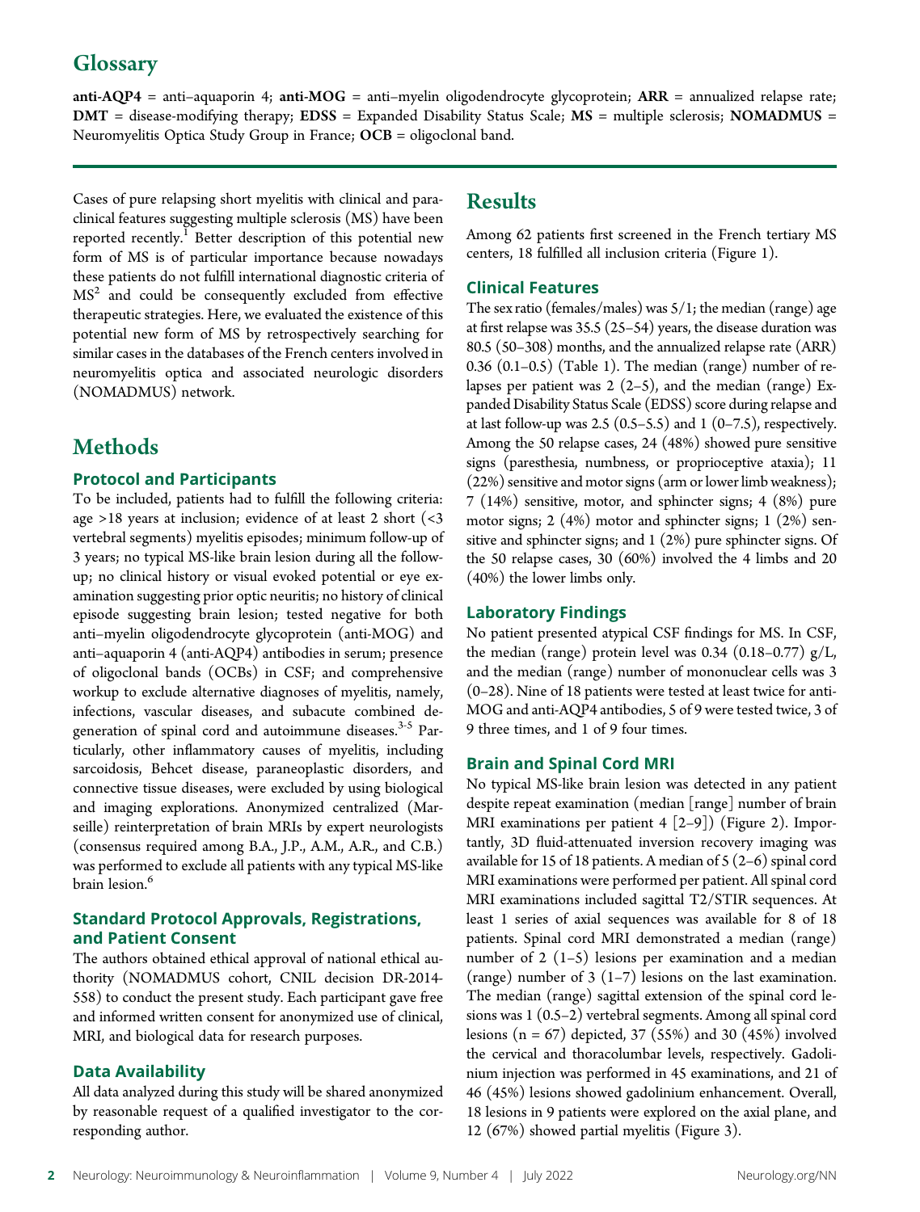## Glossary

**anti-AQP4** = anti–aquaporin 4; **anti-MOG** = anti–myelin oligodendrocyte glycoprotein; **ARR** = annualized relapse rate; **DMT** = disease-modifying therapy; **EDSS** = Expanded Disability Status Scale; **MS** = multiple sclerosis; **NOMADMUS** = Neuromyelitis Optica Study Group in France; **OCB** = oligoclonal band.

Cases of pure relapsing short myelitis with clinical and paraclinical features suggesting multiple sclerosis (MS) have been reported recently.[1] Better description of this potential new form of MS is of particular importance because nowadays these patients do not fulfill international diagnostic criteria of MS[2] and could be consequently excluded from effective therapeutic strategies. Here, we evaluated the existence of this potential new form of MS by retrospectively searching for similar cases in the databases of the French centers involved in neuromyelitis optica and associated neurologic disorders (NOMADMUS) network.

## Methods

### Protocol and Participants

To be included, patients had to fulfill the following criteria: age >18 years at inclusion; evidence of at least 2 short (<3 vertebral segments) myelitis episodes; minimum follow-up of 3 years; no typical MS-like brain lesion during all the follow-up; no clinical history or visual evoked potential or eye examination suggesting prior optic neuritis; no history of clinical episode suggesting brain lesion; tested negative for both anti–myelin oligodendrocyte glycoprotein (anti-MOG) and anti–aquaporin 4 (anti-AQP4) antibodies in serum; presence of oligoclonal bands (OCBs) in CSF; and comprehensive workup to exclude alternative diagnoses of myelitis, namely, infections, vascular diseases, and subacute combined degeneration of spinal cord and autoimmune diseases.[3-5] Particularly, other inflammatory causes of myelitis, including sarcoidosis, Behcet disease, paraneoplastic disorders, and connective tissue diseases, were excluded by using biological and imaging explorations. Anonymized centralized (Marseille) reinterpretation of brain MRIs by expert neurologists (consensus required among B.A., J.P., A.M., A.R., and C.B.) was performed to exclude all patients with any typical MS-like brain lesion.[6]

### Standard Protocol Approvals, Registrations, and Patient Consent

The authors obtained ethical approval of national ethical authority (NOMADMUS cohort, CNIL decision DR-2014-558) to conduct the present study. Each participant gave free and informed written consent for anonymized use of clinical, MRI, and biological data for research purposes.

### Data Availability

All data analyzed during this study will be shared anonymized by reasonable request of a qualified investigator to the corresponding author.

## Results

Among 62 patients first screened in the French tertiary MS centers, 18 fulfilled all inclusion criteria (Figure 1).

### Clinical Features

The sex ratio (females/males) was 5/1; the median (range) age at first relapse was 35.5 (25–54) years, the disease duration was 80.5 (50–308) months, and the annualized relapse rate (ARR) 0.36 (0.1–0.5) (Table 1). The median (range) number of relapses per patient was 2 (2–5), and the median (range) Expanded Disability Status Scale (EDSS) score during relapse and at last follow-up was 2.5 (0.5–5.5) and 1 (0–7.5), respectively. Among the 50 relapse cases, 24 (48%) showed pure sensitive signs (paresthesia, numbness, or proprioceptive ataxia); 11 (22%) sensitive and motor signs (arm or lower limb weakness); 7 (14%) sensitive, motor, and sphincter signs; 4 (8%) pure motor signs; 2 (4%) motor and sphincter signs; 1 (2%) sensitive and sphincter signs; and 1 (2%) pure sphincter signs. Of the 50 relapse cases, 30 (60%) involved the 4 limbs and 20 (40%) the lower limbs only.

### Laboratory Findings

No patient presented atypical CSF findings for MS. In CSF, the median (range) protein level was 0.34 (0.18–0.77) g/L, and the median (range) number of mononuclear cells was 3 (0–28). Nine of 18 patients were tested at least twice for anti-MOG and anti-AQP4 antibodies, 5 of 9 were tested twice, 3 of 9 three times, and 1 of 9 four times.

### Brain and Spinal Cord MRI

No typical MS-like brain lesion was detected in any patient despite repeat examination (median [range] number of brain MRI examinations per patient 4 [2–9]) (Figure 2). Importantly, 3D fluid-attenuated inversion recovery imaging was available for 15 of 18 patients. A median of 5 (2–6) spinal cord MRI examinations were performed per patient. All spinal cord MRI examinations included sagittal T2/STIR sequences. At least 1 series of axial sequences was available for 8 of 18 patients. Spinal cord MRI demonstrated a median (range) number of 2 (1–5) lesions per examination and a median (range) number of 3 (1–7) lesions on the last examination. The median (range) sagittal extension of the spinal cord lesions was 1 (0.5–2) vertebral segments. Among all spinal cord lesions (n = 67) depicted, 37 (55%) and 30 (45%) involved the cervical and thoracolumbar levels, respectively. Gadolinium injection was performed in 45 examinations, and 21 of 46 (45%) lesions showed gadolinium enhancement. Overall, 18 lesions in 9 patients were explored on the axial plane, and 12 (67%) showed partial myelitis (Figure 3).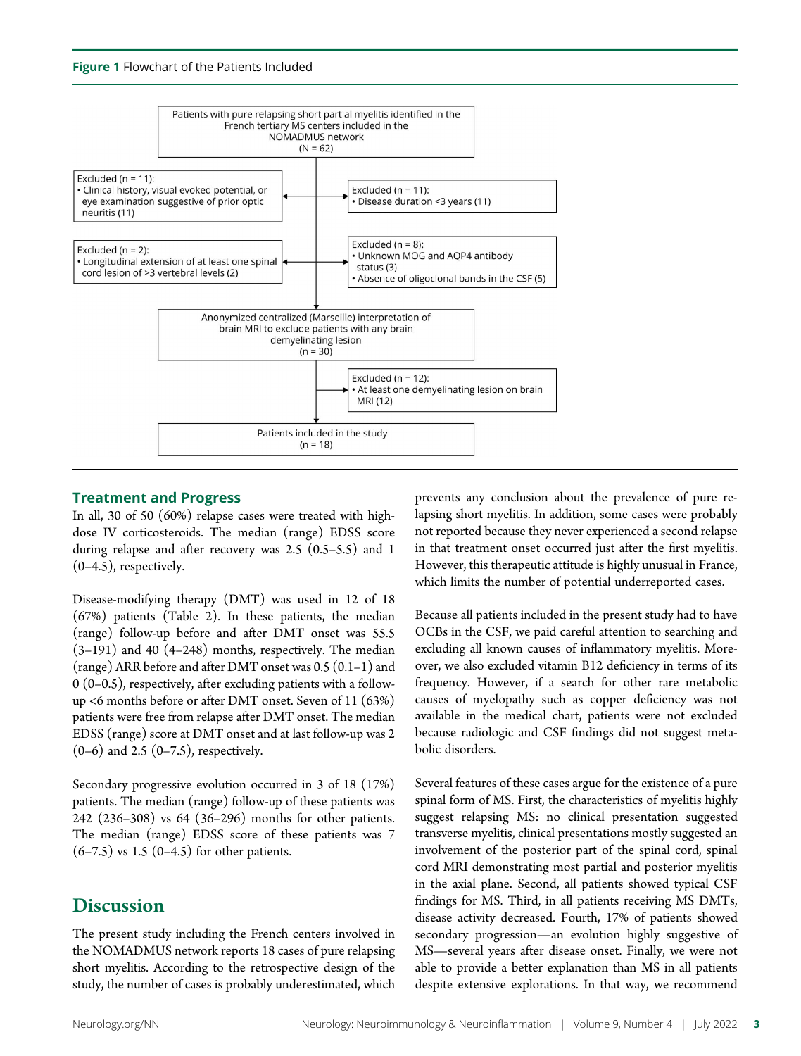**Figure 1** Flowchart of the Patients Included

Patients with pure relapsing short partial myelitis identified in the French tertiary MS centers included in the NOMADMUS network (N = 62)

Excluded (n = 11):
- Clinical history, visual evoked potential, or eye examination suggestive of prior optic neuritis (11)

Excluded (n = 11):
- Disease duration <3 years (11)

Excluded (n = 2):
- Longitudinal extension of at least one spinal cord lesion of >3 vertebral levels (2)

Excluded (n = 8):
- Unknown MOG and AQP4 antibody status (3)
- Absence of oligoclonal bands in the CSF (5)

Anonymized centralized (Marseille) interpretation of brain MRI to exclude patients with any brain demyelinating lesion (n = 30)

Excluded (n = 12):
- At least one demyelinating lesion on brain MRI (12)

Patients included in the study (n = 18)

## Treatment and Progress

In all, 30 of 50 (60%) relapse cases were treated with high-dose IV corticosteroids. The median (range) EDSS score during relapse and after recovery was 2.5 (0.5–5.5) and 1 (0–4.5), respectively.

Disease-modifying therapy (DMT) was used in 12 of 18 (67%) patients (Table 2). In these patients, the median (range) follow-up before and after DMT onset was 55.5 (3–191) and 40 (4–248) months, respectively. The median (range) ARR before and after DMT onset was 0.5 (0.1–1) and 0 (0–0.5), respectively, after excluding patients with a follow-up <6 months before or after DMT onset. Seven of 11 (63%) patients were free from relapse after DMT onset. The median EDSS (range) score at DMT onset and at last follow-up was 2 (0–6) and 2.5 (0–7.5), respectively.

Secondary progressive evolution occurred in 3 of 18 (17%) patients. The median (range) follow-up of these patients was 242 (236–308) vs 64 (36–296) months for other patients. The median (range) EDSS score of these patients was 7 (6–7.5) vs 1.5 (0–4.5) for other patients.

# Discussion

The present study including the French centers involved in the NOMADMUS network reports 18 cases of pure relapsing short myelitis. According to the retrospective design of the study, the number of cases is probably underestimated, which prevents any conclusion about the prevalence of pure relapsing short myelitis. In addition, some cases were probably not reported because they never experienced a second relapse in that treatment onset occurred just after the first myelitis. However, this therapeutic attitude is highly unusual in France, which limits the number of potential underreported cases.

Because all patients included in the present study had to have OCBs in the CSF, we paid careful attention to searching and excluding all known causes of inflammatory myelitis. Moreover, we also excluded vitamin B12 deficiency in terms of its frequency. However, if a search for other rare metabolic causes of myelopathy such as copper deficiency was not available in the medical chart, patients were not excluded because radiologic and CSF findings did not suggest metabolic disorders.

Several features of these cases argue for the existence of a pure spinal form of MS. First, the characteristics of myelitis highly suggest relapsing MS: no clinical presentation suggested transverse myelitis, clinical presentations mostly suggested an involvement of the posterior part of the spinal cord, spinal cord MRI demonstrating most partial and posterior myelitis in the axial plane. Second, all patients showed typical CSF findings for MS. Third, in all patients receiving MS DMTs, disease activity decreased. Fourth, 17% of patients showed secondary progression—an evolution highly suggestive of MS—several years after disease onset. Finally, we were not able to provide a better explanation than MS in all patients despite extensive explorations. In that way, we recommend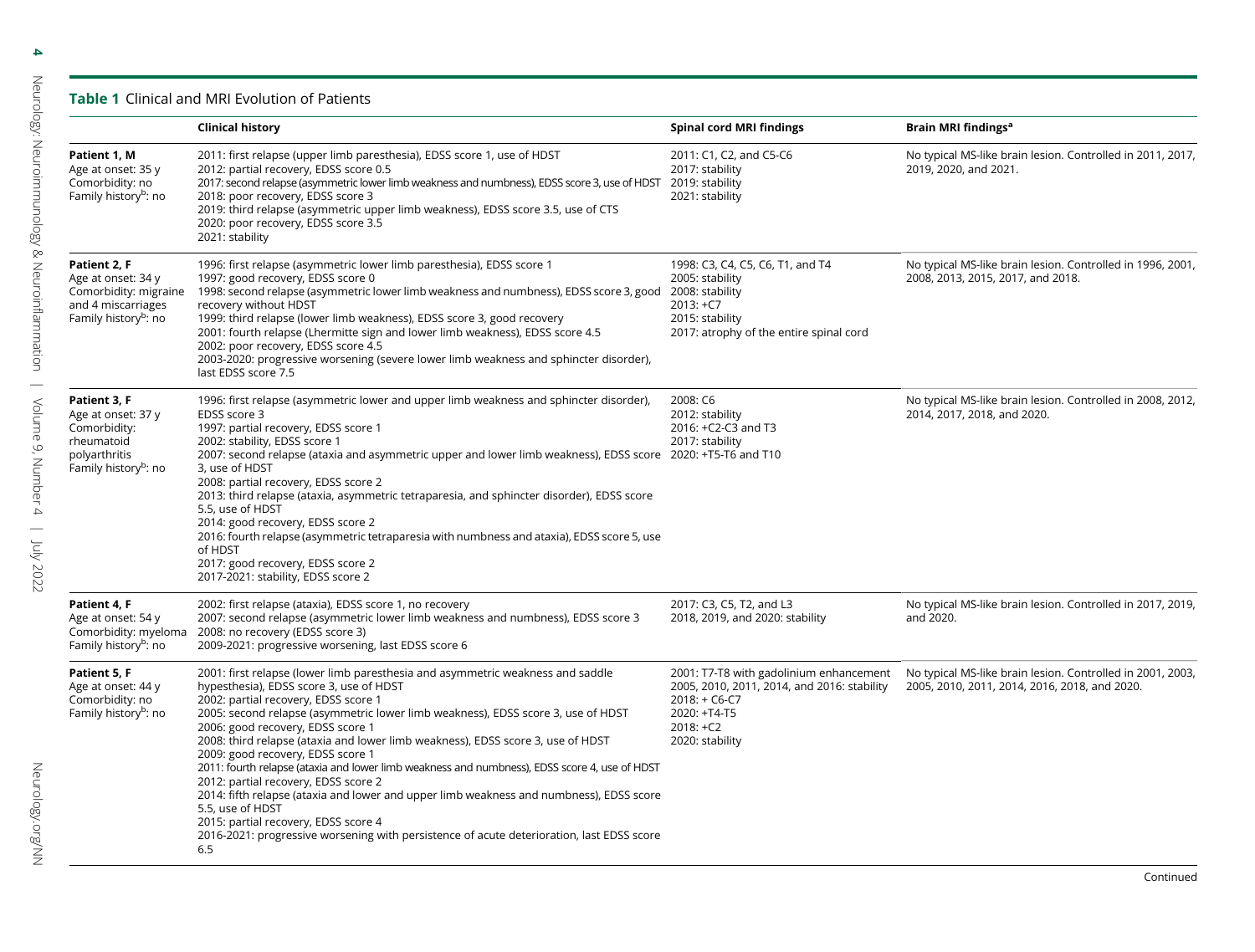**Table 1** Clinical and MRI Evolution of Patients

| | Clinical history | Spinal cord MRI findings | Brain MRI findings[a] |
|---|---|---|---|
| **Patient 1, M**<br>Age at onset: 35 y<br>Comorbidity: no<br>Family history[b]: no | 2011: first relapse (upper limb paresthesia), EDSS score 1, use of HDST<br>2012: partial recovery, EDSS score 0.5<br>2017: second relapse (asymmetric lower limb weakness and numbness), EDSS score 3, use of HDST<br>2018: poor recovery, EDSS score 3<br>2019: third relapse (asymmetric upper limb weakness), EDSS score 3.5, use of CTS<br>2020: poor recovery, EDSS score 3.5<br>2021: stability | 2011: C1, C2, and C5-C6<br>2017: stability<br>2019: stability<br>2021: stability | No typical MS-like brain lesion. Controlled in 2011, 2017, 2019, 2020, and 2021. |
| **Patient 2, F**<br>Age at onset: 34 y<br>Comorbidity: migraine and 4 miscarriages<br>Family history[b]: no | 1996: first relapse (asymmetric lower limb paresthesia), EDSS score 1<br>1997: good recovery, EDSS score 0<br>1998: second relapse (asymmetric lower limb weakness and numbness), EDSS score 3, good recovery without HDST<br>1999: third relapse (lower limb weakness), EDSS score 3, good recovery<br>2001: fourth relapse (Lhermitte sign and lower limb weakness), EDSS score 4.5<br>2002: poor recovery, EDSS score 4.5<br>2003-2020: progressive worsening (severe lower limb weakness and sphincter disorder), last EDSS score 7.5 | 1998: C3, C4, C5, C6, T1, and T4<br>2005: stability<br>2008: stability<br>2013: +C7<br>2015: stability<br>2017: atrophy of the entire spinal cord | No typical MS-like brain lesion. Controlled in 1996, 2001, 2008, 2013, 2015, 2017, and 2018. |
| **Patient 3, F**<br>Age at onset: 37 y<br>Comorbidity: rheumatoid polyarthritis<br>Family history[b]: no | 1996: first relapse (asymmetric lower and upper limb weakness and sphincter disorder), EDSS score 3<br>1997: partial recovery, EDSS score 1<br>2002: stability, EDSS score 1<br>2007: second relapse (ataxia and asymmetric upper and lower limb weakness), EDSS score 3, use of HDST<br>2008: partial recovery, EDSS score 2<br>2013: third relapse (ataxia, asymmetric tetraparesia, and sphincter disorder), EDSS score 5.5, use of HDST<br>2014: good recovery, EDSS score 2<br>2016: fourth relapse (asymmetric tetraparesia with numbness and ataxia), EDSS score 5, use of HDST<br>2017: good recovery, EDSS score 2<br>2017-2021: stability, EDSS score 2 | 2008: C6<br>2012: stability<br>2016: +C2-C3 and T3<br>2017: stability<br>2020: +T5-T6 and T10 | No typical MS-like brain lesion. Controlled in 2008, 2012, 2014, 2017, 2018, and 2020. |
| **Patient 4, F**<br>Age at onset: 54 y<br>Comorbidity: myeloma<br>Family history[b]: no | 2002: first relapse (ataxia), EDSS score 1, no recovery<br>2007: second relapse (asymmetric lower limb weakness and numbness), EDSS score 3<br>2008: no recovery (EDSS score 3)<br>2009-2021: progressive worsening, last EDSS score 6 | 2017: C3, C5, T2, and L3<br>2018, 2019, and 2020: stability | No typical MS-like brain lesion. Controlled in 2017, 2019, and 2020. |
| **Patient 5, F**<br>Age at onset: 44 y<br>Comorbidity: no<br>Family history[b]: no | 2001: first relapse (lower limb paresthesia and asymmetric weakness and saddle hypesthesia), EDSS score 3, use of HDST<br>2002: partial recovery, EDSS score 1<br>2005: second relapse (asymmetric lower limb weakness), EDSS score 3, use of HDST<br>2006: good recovery, EDSS score 1<br>2008: third relapse (ataxia and lower limb weakness), EDSS score 3, use of HDST<br>2009: good recovery, EDSS score 1<br>2011: fourth relapse (ataxia and lower limb weakness and numbness), EDSS score 4, use of HDST<br>2012: partial recovery, EDSS score 2<br>2014: fifth relapse (ataxia and lower and upper limb weakness and numbness), EDSS score 5.5, use of HDST<br>2015: partial recovery, EDSS score 4<br>2016-2021: progressive worsening with persistence of acute deterioration, last EDSS score 6.5 | 2001: T7-T8 with gadolinium enhancement<br>2005, 2010, 2011, 2014, and 2016: stability<br>2018: + C6-C7<br>2020: +T4-T5<br>2018: +C2<br>2020: stability | No typical MS-like brain lesion. Controlled in 2001, 2003, 2005, 2010, 2011, 2014, 2016, 2018, and 2020. |

Continued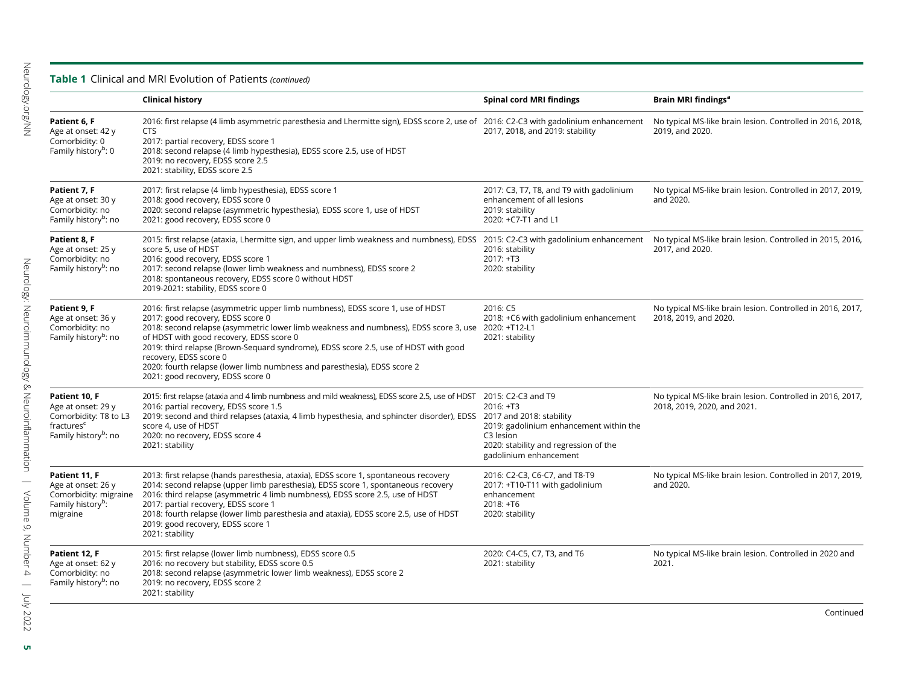**Table 1** Clinical and MRI Evolution of Patients *(continued)*

| | Clinical history | Spinal cord MRI findings | Brain MRI findings[a] |
|---|---|---|---|
| **Patient 6, F**<br>Age at onset: 42 y<br>Comorbidity: 0<br>Family history[b]: 0 | 2016: first relapse (4 limb asymmetric paresthesia and Lhermitte sign), EDSS score 2, use of CTS<br>2017: partial recovery, EDSS score 1<br>2018: second relapse (4 limb hypesthesia), EDSS score 2.5, use of HDST<br>2019: no recovery, EDSS score 2.5<br>2021: stability, EDSS score 2.5 | 2016: C2-C3 with gadolinium enhancement<br>2017, 2018, and 2019: stability | No typical MS-like brain lesion. Controlled in 2016, 2018, 2019, and 2020. |
| **Patient 7, F**<br>Age at onset: 30 y<br>Comorbidity: no<br>Family history[b]: no | 2017: first relapse (4 limb hypesthesia), EDSS score 1<br>2018: good recovery, EDSS score 0<br>2020: second relapse (asymmetric hypesthesia), EDSS score 1, use of HDST<br>2021: good recovery, EDSS score 0 | 2017: C3, T7, T8, and T9 with gadolinium enhancement of all lesions<br>2019: stability<br>2020: +C7-T1 and L1 | No typical MS-like brain lesion. Controlled in 2017, 2019, and 2020. |
| **Patient 8, F**<br>Age at onset: 25 y<br>Comorbidity: no<br>Family history[b]: no | 2015: first relapse (ataxia, Lhermitte sign, and upper limb weakness and numbness), EDSS score 5, use of HDST<br>2016: good recovery, EDSS score 1<br>2017: second relapse (lower limb weakness and numbness), EDSS score 2<br>2018: spontaneous recovery, EDSS score 0 without HDST<br>2019-2021: stability, EDSS score 0 | 2015: C2-C3 with gadolinium enhancement<br>2016: stability<br>2017: +T3<br>2020: stability | No typical MS-like brain lesion. Controlled in 2015, 2016, 2017, and 2020. |
| **Patient 9, F**<br>Age at onset: 36 y<br>Comorbidity: no<br>Family history[b]: no | 2016: first relapse (asymmetric upper limb numbness), EDSS score 1, use of HDST<br>2017: good recovery, EDSS score 0<br>2018: second relapse (asymmetric lower limb weakness and numbness), EDSS score 3, use of HDST with good recovery, EDSS score 0<br>2019: third relapse (Brown-Sequard syndrome), EDSS score 2.5, use of HDST with good recovery, EDSS score 0<br>2020: fourth relapse (lower limb numbness and paresthesia), EDSS score 2<br>2021: good recovery, EDSS score 0 | 2016: C5<br>2018: +C6 with gadolinium enhancement<br>2020: +T12-L1<br>2021: stability | No typical MS-like brain lesion. Controlled in 2016, 2017, 2018, 2019, and 2020. |
| **Patient 10, F**<br>Age at onset: 29 y<br>Comorbidity: T8 to L3 fractures[c]<br>Family history[b]: no | 2015: first relapse (ataxia and 4 limb numbness and mild weakness), EDSS score 2.5, use of HDST<br>2016: partial recovery, EDSS score 1.5<br>2019: second and third relapses (ataxia, 4 limb hypesthesia, and sphincter disorder), EDSS score 4, use of HDST<br>2020: no recovery, EDSS score 4<br>2021: stability | 2015: C2-C3 and T9<br>2016: +T3<br>2017 and 2018: stability<br>2019: gadolinium enhancement within the C3 lesion<br>2020: stability and regression of the gadolinium enhancement | No typical MS-like brain lesion. Controlled in 2016, 2017, 2018, 2019, 2020, and 2021. |
| **Patient 11, F**<br>Age at onset: 26 y<br>Comorbidity: migraine<br>Family history[b]: migraine | 2013: first relapse (hands paresthesia, ataxia), EDSS score 1, spontaneous recovery<br>2014: second relapse (upper limb paresthesia), EDSS score 1, spontaneous recovery<br>2016: third relapse (asymmetric 4 limb numbness), EDSS score 2.5, use of HDST<br>2017: partial recovery, EDSS score 1<br>2018: fourth relapse (lower limb paresthesia and ataxia), EDSS score 2.5, use of HDST<br>2019: good recovery, EDSS score 1<br>2021: stability | 2016: C2-C3, C6-C7, and T8-T9<br>2017: +T10-T11 with gadolinium enhancement<br>2018: +T6<br>2020: stability | No typical MS-like brain lesion. Controlled in 2017, 2019, and 2020. |
| **Patient 12, F**<br>Age at onset: 62 y<br>Comorbidity: no<br>Family history[b]: no | 2015: first relapse (lower limb numbness), EDSS score 0.5<br>2016: no recovery but stability, EDSS score 0.5<br>2018: second relapse (asymmetric lower limb weakness), EDSS score 2<br>2019: no recovery, EDSS score 2<br>2021: stability | 2020: C4-C5, C7, T3, and T6<br>2021: stability | No typical MS-like brain lesion. Controlled in 2020 and 2021. |

Continued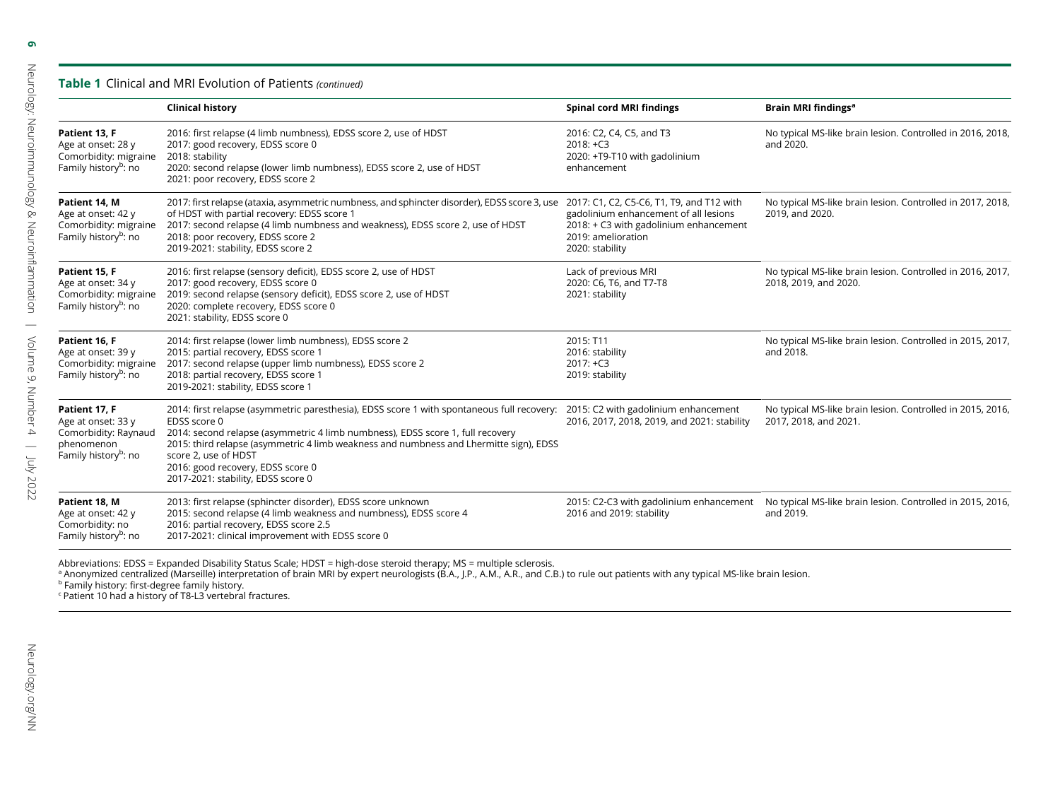**Table 1** Clinical and MRI Evolution of Patients *(continued)*

| | Clinical history | Spinal cord MRI findings | Brain MRI findings[a] |
|---|---|---|---|
| **Patient 13, F**<br>Age at onset: 28 y<br>Comorbidity: migraine<br>Family history[b]: no | 2016: first relapse (4 limb numbness), EDSS score 2, use of HDST<br>2017: good recovery, EDSS score 0<br>2018: stability<br>2020: second relapse (lower limb numbness), EDSS score 2, use of HDST<br>2021: poor recovery, EDSS score 2 | 2016: C2, C4, C5, and T3<br>2018: +C3<br>2020: +T9-T10 with gadolinium enhancement | No typical MS-like brain lesion. Controlled in 2016, 2018, and 2020. |
| **Patient 14, M**<br>Age at onset: 42 y<br>Comorbidity: migraine<br>Family history[b]: no | 2017: first relapse (ataxia, asymmetric numbness, and sphincter disorder), EDSS score 3, use of HDST with partial recovery: EDSS score 1<br>2017: second relapse (4 limb numbness and weakness), EDSS score 2, use of HDST<br>2018: poor recovery, EDSS score 2<br>2019-2021: stability, EDSS score 2 | 2017: C1, C2, C5-C6, T1, T9, and T12 with gadolinium enhancement of all lesions<br>2018: + C3 with gadolinium enhancement<br>2019: amelioration<br>2020: stability | No typical MS-like brain lesion. Controlled in 2017, 2018, 2019, and 2020. |
| **Patient 15, F**<br>Age at onset: 34 y<br>Comorbidity: migraine<br>Family history[b]: no | 2016: first relapse (sensory deficit), EDSS score 2, use of HDST<br>2017: good recovery, EDSS score 0<br>2019: second relapse (sensory deficit), EDSS score 2, use of HDST<br>2020: complete recovery, EDSS score 0<br>2021: stability, EDSS score 0 | Lack of previous MRI<br>2020: C6, T6, and T7-T8<br>2021: stability | No typical MS-like brain lesion. Controlled in 2016, 2017, 2018, 2019, and 2020. |
| **Patient 16, F**<br>Age at onset: 39 y<br>Comorbidity: migraine<br>Family history[b]: no | 2014: first relapse (lower limb numbness), EDSS score 2<br>2015: partial recovery, EDSS score 1<br>2017: second relapse (upper limb numbness), EDSS score 2<br>2018: partial recovery, EDSS score 1<br>2019-2021: stability, EDSS score 1 | 2015: T11<br>2016: stability<br>2017: +C3<br>2019: stability | No typical MS-like brain lesion. Controlled in 2015, 2017, and 2018. |
| **Patient 17, F**<br>Age at onset: 33 y<br>Comorbidity: Raynaud phenomenon<br>Family history[b]: no | 2014: first relapse (asymmetric paresthesia), EDSS score 1 with spontaneous full recovery: EDSS score 0<br>2014: second relapse (asymmetric 4 limb numbness), EDSS score 1, full recovery<br>2015: third relapse (asymmetric 4 limb weakness and numbness and Lhermitte sign), EDSS score 2, use of HDST<br>2016: good recovery, EDSS score 0<br>2017-2021: stability, EDSS score 0 | 2015: C2 with gadolinium enhancement<br>2016, 2017, 2018, 2019, and 2021: stability | No typical MS-like brain lesion. Controlled in 2015, 2016, 2017, 2018, and 2021. |
| **Patient 18, M**<br>Age at onset: 42 y<br>Comorbidity: no<br>Family history[b]: no | 2013: first relapse (sphincter disorder), EDSS score unknown<br>2015: second relapse (4 limb weakness and numbness), EDSS score 4<br>2016: partial recovery, EDSS score 2.5<br>2017-2021: clinical improvement with EDSS score 0 | 2015: C2-C3 with gadolinium enhancement<br>2016 and 2019: stability | No typical MS-like brain lesion. Controlled in 2015, 2016, and 2019. |

Abbreviations: EDSS = Expanded Disability Status Scale; HDST = high-dose steroid therapy; MS = multiple sclerosis.
[a] Anonymized centralized (Marseille) interpretation of brain MRI by expert neurologists (B.A., J.P., A.M., A.R., and C.B.) to rule out patients with any typical MS-like brain lesion.
[b] Family history: first-degree family history.
[c] Patient 10 had a history of T8-L3 vertebral fractures.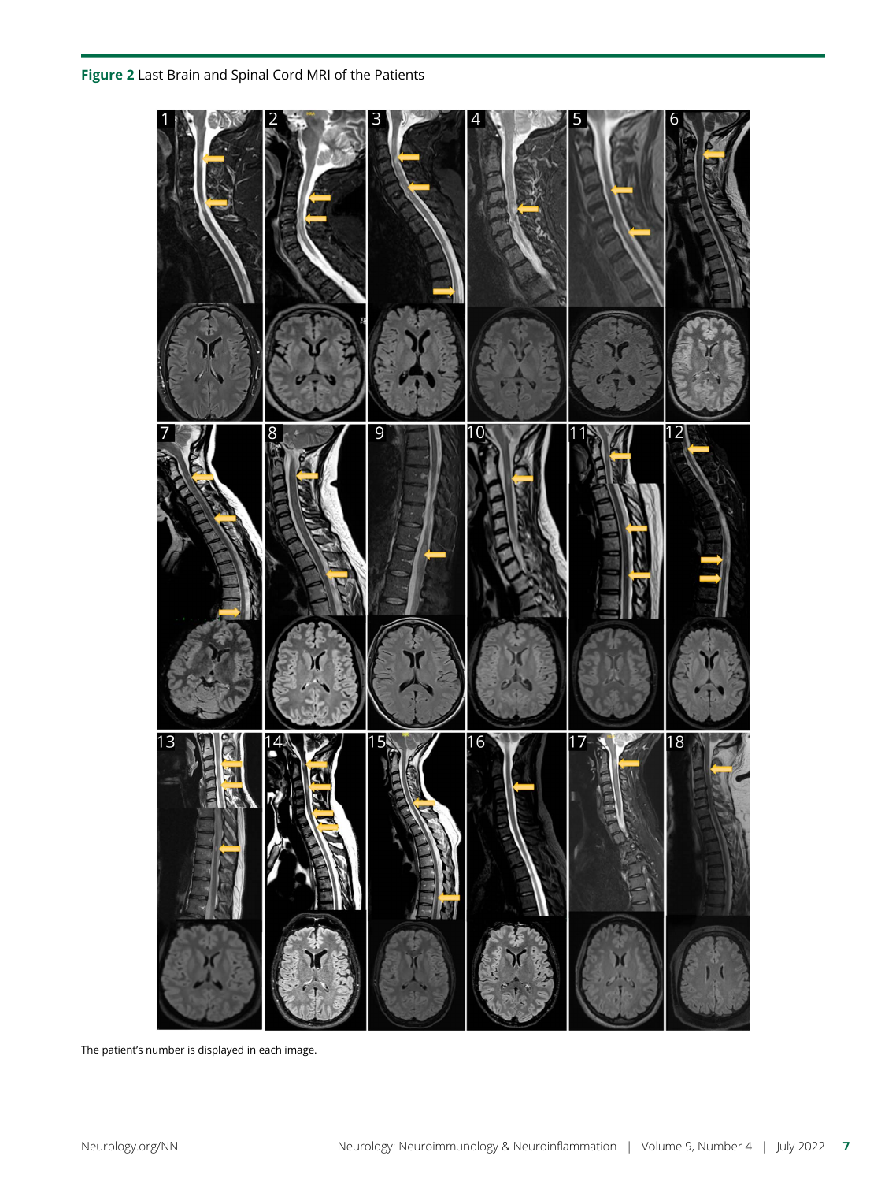**Figure 2** Last Brain and Spinal Cord MRI of the Patients

The patient's number is displayed in each image.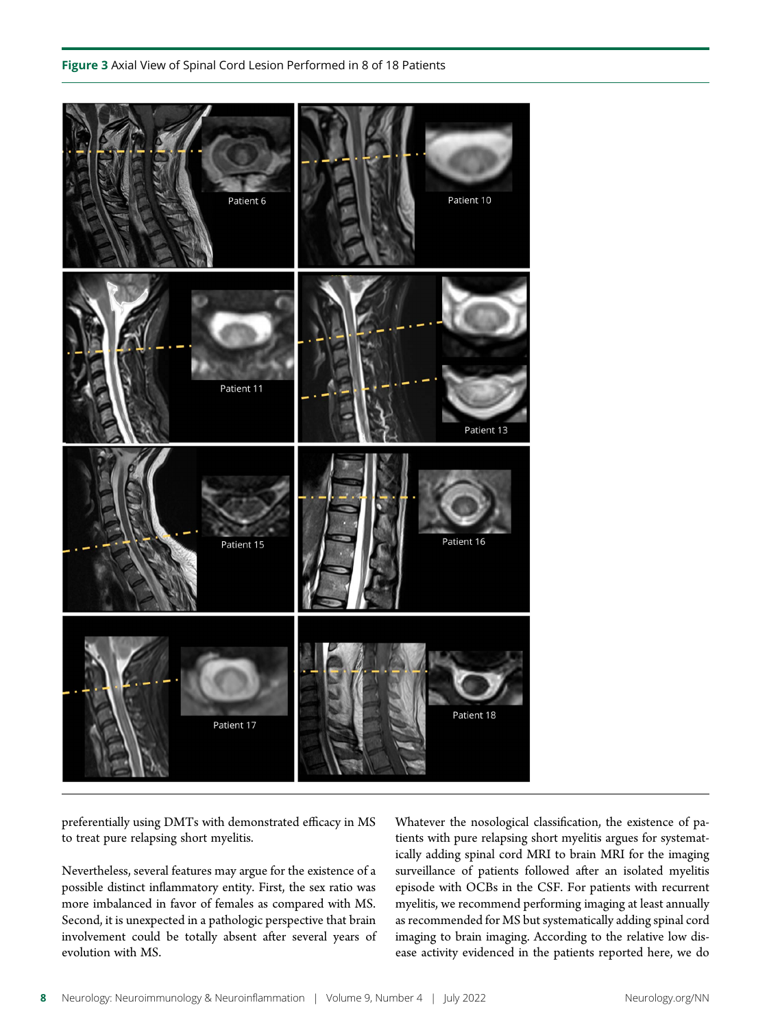**Figure 3** Axial View of Spinal Cord Lesion Performed in 8 of 18 Patients

preferentially using DMTs with demonstrated efficacy in MS to treat pure relapsing short myelitis.

Nevertheless, several features may argue for the existence of a possible distinct inflammatory entity. First, the sex ratio was more imbalanced in favor of females as compared with MS. Second, it is unexpected in a pathologic perspective that brain involvement could be totally absent after several years of evolution with MS.

Whatever the nosological classification, the existence of patients with pure relapsing short myelitis argues for systematically adding spinal cord MRI to brain MRI for the imaging surveillance of patients followed after an isolated myelitis episode with OCBs in the CSF. For patients with recurrent myelitis, we recommend performing imaging at least annually as recommended for MS but systematically adding spinal cord imaging to brain imaging. According to the relative low disease activity evidenced in the patients reported here, we do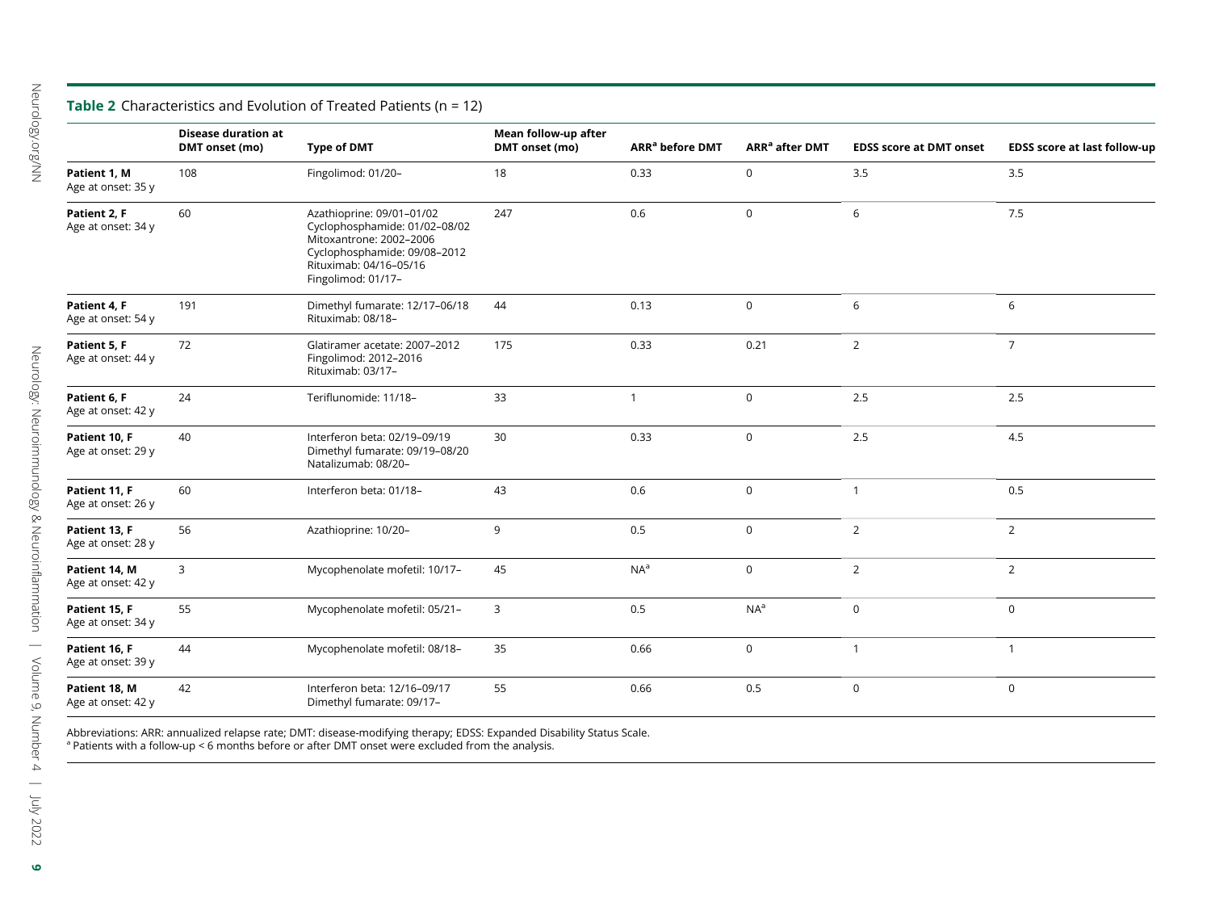**Table 2** Characteristics and Evolution of Treated Patients (n = 12)

| | Disease duration at DMT onset (mo) | Type of DMT | Mean follow-up after DMT onset (mo) | ARR[a] before DMT | ARR[a] after DMT | EDSS score at DMT onset | EDSS score at last follow-up |
|---|---|---|---|---|---|---|---|
| **Patient 1, M** Age at onset: 35 y | 108 | Fingolimod: 01/20– | 18 | 0.33 | 0 | 3.5 | 3.5 |
| **Patient 2, F** Age at onset: 34 y | 60 | Azathioprine: 09/01–01/02<br>Cyclophosphamide: 01/02–08/02<br>Mitoxantrone: 2002–2006<br>Cyclophosphamide: 09/08–2012<br>Rituximab: 04/16–05/16<br>Fingolimod: 01/17– | 247 | 0.6 | 0 | 6 | 7.5 |
| **Patient 4, F** Age at onset: 54 y | 191 | Dimethyl fumarate: 12/17–06/18<br>Rituximab: 08/18– | 44 | 0.13 | 0 | 6 | 6 |
| **Patient 5, F** Age at onset: 44 y | 72 | Glatiramer acetate: 2007–2012<br>Fingolimod: 2012–2016<br>Rituximab: 03/17– | 175 | 0.33 | 0.21 | 2 | 7 |
| **Patient 6, F** Age at onset: 42 y | 24 | Teriflunomide: 11/18– | 33 | 1 | 0 | 2.5 | 2.5 |
| **Patient 10, F** Age at onset: 29 y | 40 | Interferon beta: 02/19–09/19<br>Dimethyl fumarate: 09/19–08/20<br>Natalizumab: 08/20– | 30 | 0.33 | 0 | 2.5 | 4.5 |
| **Patient 11, F** Age at onset: 26 y | 60 | Interferon beta: 01/18– | 43 | 0.6 | 0 | 1 | 0.5 |
| **Patient 13, F** Age at onset: 28 y | 56 | Azathioprine: 10/20– | 9 | 0.5 | 0 | 2 | 2 |
| **Patient 14, M** Age at onset: 42 y | 3 | Mycophenolate mofetil: 10/17– | 45 | NA[a] | 0 | 2 | 2 |
| **Patient 15, F** Age at onset: 34 y | 55 | Mycophenolate mofetil: 05/21– | 3 | 0.5 | NA[a] | 0 | 0 |
| **Patient 16, F** Age at onset: 39 y | 44 | Mycophenolate mofetil: 08/18– | 35 | 0.66 | 0 | 1 | 1 |
| **Patient 18, M** Age at onset: 42 y | 42 | Interferon beta: 12/16–09/17<br>Dimethyl fumarate: 09/17– | 55 | 0.66 | 0.5 | 0 | 0 |

Abbreviations: ARR: annualized relapse rate; DMT: disease-modifying therapy; EDSS: Expanded Disability Status Scale.
[a] Patients with a follow-up < 6 months before or after DMT onset were excluded from the analysis.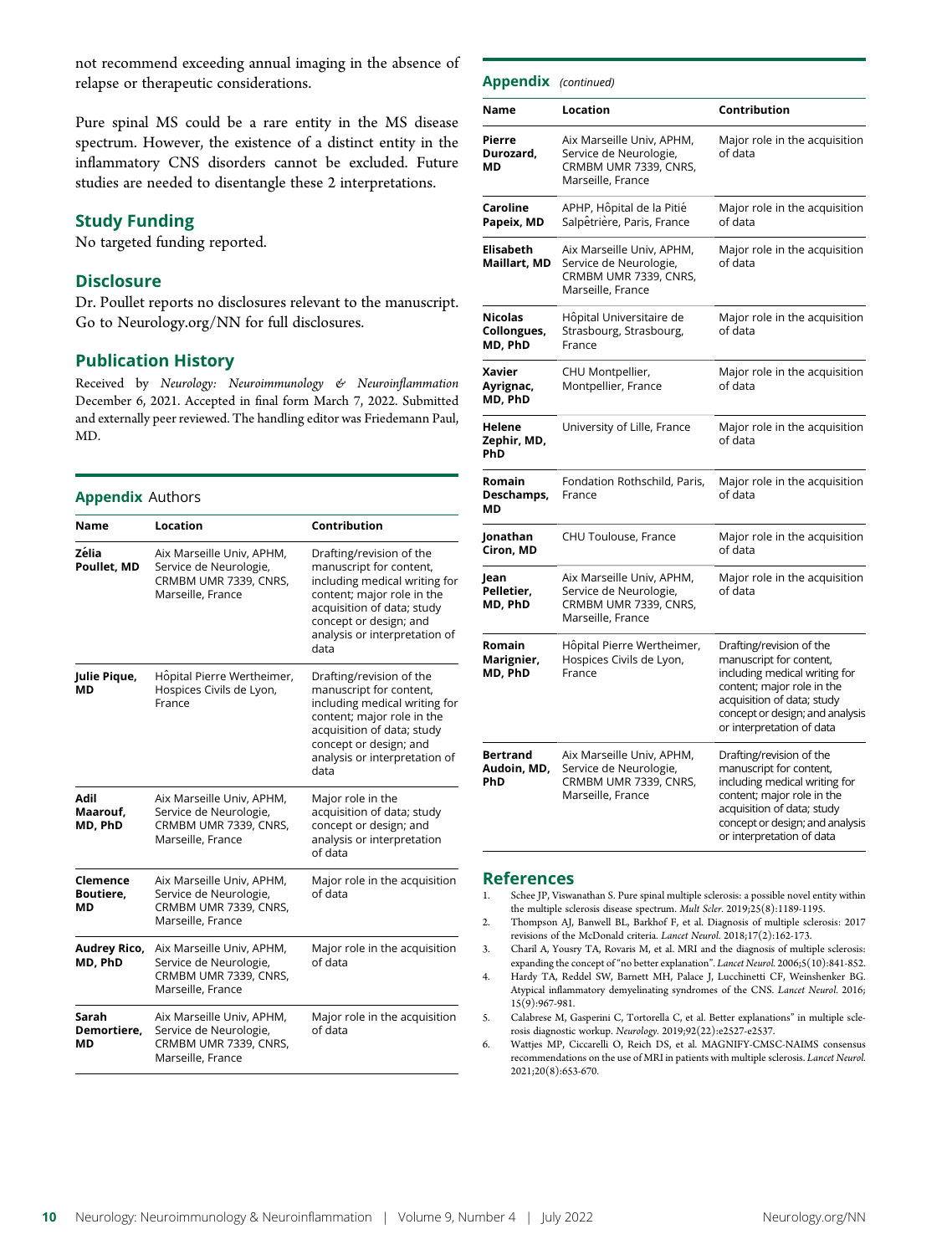not recommend exceeding annual imaging in the absence of relapse or therapeutic considerations.

Pure spinal MS could be a rare entity in the MS disease spectrum. However, the existence of a distinct entity in the inflammatory CNS disorders cannot be excluded. Future studies are needed to disentangle these 2 interpretations.

## Study Funding

No targeted funding reported.

## Disclosure

Dr. Poullet reports no disclosures relevant to the manuscript. Go to Neurology.org/NN for full disclosures.

## Publication History

Received by *Neurology: Neuroimmunology & Neuroinflammation* December 6, 2021. Accepted in final form March 7, 2022. Submitted and externally peer reviewed. The handling editor was Friedemann Paul, MD.

**Appendix** Authors

| Name | Location | Contribution |
|---|---|---|
| **Zélia Poullet, MD** | Aix Marseille Univ, APHM, Service de Neurologie, CRMBM UMR 7339, CNRS, Marseille, France | Drafting/revision of the manuscript for content, including medical writing for content; major role in the acquisition of data; study concept or design; and analysis or interpretation of data |
| **Julie Pique, MD** | Hôpital Pierre Wertheimer, Hospices Civils de Lyon, France | Drafting/revision of the manuscript for content, including medical writing for content; major role in the acquisition of data; study concept or design; and analysis or interpretation of data |
| **Adil Maarouf, MD, PhD** | Aix Marseille Univ, APHM, Service de Neurologie, CRMBM UMR 7339, CNRS, Marseille, France | Major role in the acquisition of data; study concept or design; and analysis or interpretation of data |
| **Clemence Boutiere, MD** | Aix Marseille Univ, APHM, Service de Neurologie, CRMBM UMR 7339, CNRS, Marseille, France | Major role in the acquisition of data |
| **Audrey Rico, MD, PhD** | Aix Marseille Univ, APHM, Service de Neurologie, CRMBM UMR 7339, CNRS, Marseille, France | Major role in the acquisition of data |
| **Sarah Demortiere, MD** | Aix Marseille Univ, APHM, Service de Neurologie, CRMBM UMR 7339, CNRS, Marseille, France | Major role in the acquisition of data |
| **Pierre Durozard, MD** | Aix Marseille Univ, APHM, Service de Neurologie, CRMBM UMR 7339, CNRS, Marseille, France | Major role in the acquisition of data |
| **Caroline Papeix, MD** | APHP, Hôpital de la Pitié Salpêtrière, Paris, France | Major role in the acquisition of data |
| **Elisabeth Maillart, MD** | Aix Marseille Univ, APHM, Service de Neurologie, CRMBM UMR 7339, CNRS, Marseille, France | Major role in the acquisition of data |
| **Nicolas Collongues, MD, PhD** | Hôpital Universitaire de Strasbourg, Strasbourg, France | Major role in the acquisition of data |
| **Xavier Ayrignac, MD, PhD** | CHU Montpellier, Montpellier, France | Major role in the acquisition of data |
| **Helene Zephir, MD, PhD** | University of Lille, France | Major role in the acquisition of data |
| **Romain Deschamps, MD** | Fondation Rothschild, Paris, France | Major role in the acquisition of data |
| **Jonathan Ciron, MD** | CHU Toulouse, France | Major role in the acquisition of data |
| **Jean Pelletier, MD, PhD** | Aix Marseille Univ, APHM, Service de Neurologie, CRMBM UMR 7339, CNRS, Marseille, France | Major role in the acquisition of data |
| **Romain Marignier, MD, PhD** | Hôpital Pierre Wertheimer, Hospices Civils de Lyon, France | Drafting/revision of the manuscript for content, including medical writing for content; major role in the acquisition of data; study concept or design; and analysis or interpretation of data |
| **Bertrand Audoin, MD, PhD** | Aix Marseille Univ, APHM, Service de Neurologie, CRMBM UMR 7339, CNRS, Marseille, France | Drafting/revision of the manuscript for content, including medical writing for content; major role in the acquisition of data; study concept or design; and analysis or interpretation of data |

## References

1. Schee JP, Viswanathan S. Pure spinal multiple sclerosis: a possible novel entity within the multiple sclerosis disease spectrum. *Mult Scler*. 2019;25(8):1189-1195.
2. Thompson AJ, Banwell BL, Barkhof F, et al. Diagnosis of multiple sclerosis: 2017 revisions of the McDonald criteria. *Lancet Neurol*. 2018;17(2):162-173.
3. Charil A, Yousry TA, Rovaris M, et al. MRI and the diagnosis of multiple sclerosis: expanding the concept of "no better explanation". *Lancet Neurol*. 2006;5(10):841-852.
4. Hardy TA, Reddel SW, Barnett MH, Palace J, Lucchinetti CF, Weinshenker BG. Atypical inflammatory demyelinating syndromes of the CNS. *Lancet Neurol*. 2016;15(9):967-981.
5. Calabrese M, Gasperini C, Tortorella C, et al. Better explanations" in multiple sclerosis diagnostic workup. *Neurology*. 2019;92(22):e2527-e2537.
6. Wattjes MP, Ciccarelli O, Reich DS, et al. MAGNIFY-CMSC-NAIMS consensus recommendations on the use of MRI in patients with multiple sclerosis. *Lancet Neurol*. 2021;20(8):653-670.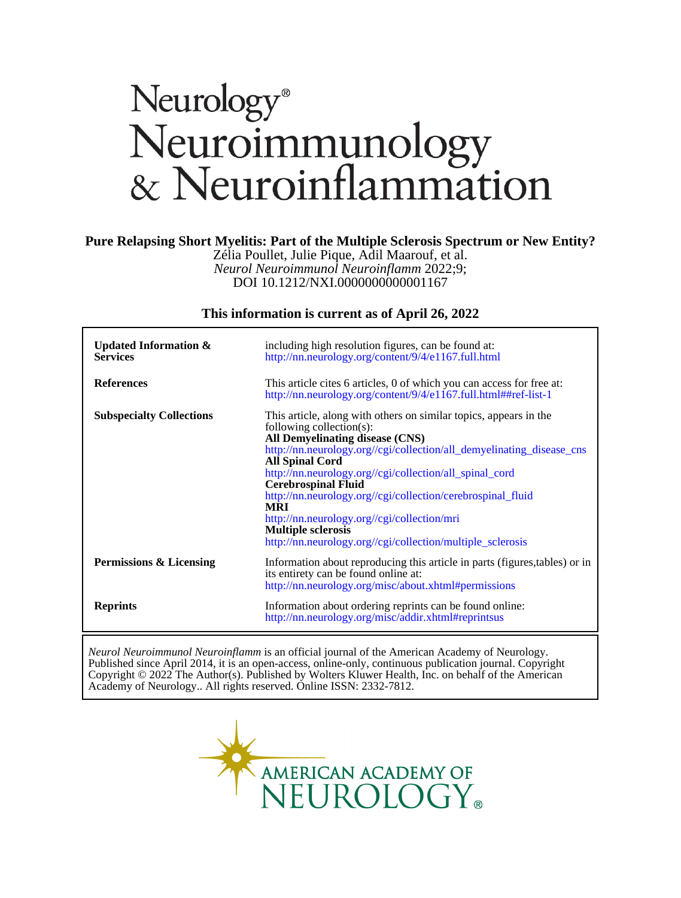# Neurology® Neuroimmunology & Neuroinflammation

**Pure Relapsing Short Myelitis: Part of the Multiple Sclerosis Spectrum or New Entity?**

Zélia Poullet, Julie Pique, Adil Maarouf, et al.

*Neurol Neuroimmunol Neuroinflamm* 2022;9;

DOI 10.1212/NXI.0000000000001167

**This information is current as of April 26, 2022**

| | |
|---|---|
| **Updated Information & Services** | including high resolution figures, can be found at: http://nn.neurology.org/content/9/4/e1167.full.html |
| **References** | This article cites 6 articles, 0 of which you can access for free at: http://nn.neurology.org/content/9/4/e1167.full.html##ref-list-1 |
| **Subspecialty Collections** | This article, along with others on similar topics, appears in the following collection(s): **All Demyelinating disease (CNS)** http://nn.neurology.org//cgi/collection/all_demyelinating_disease_cns **All Spinal Cord** http://nn.neurology.org//cgi/collection/all_spinal_cord **Cerebrospinal Fluid** http://nn.neurology.org//cgi/collection/cerebrospinal_fluid **MRI** http://nn.neurology.org//cgi/collection/mri **Multiple sclerosis** http://nn.neurology.org//cgi/collection/multiple_sclerosis |
| **Permissions & Licensing** | Information about reproducing this article in parts (figures,tables) or in its entirety can be found online at: http://nn.neurology.org/misc/about.xhtml#permissions |
| **Reprints** | Information about ordering reprints can be found online: http://nn.neurology.org/misc/addir.xhtml#reprintsus |

*Neurol Neuroimmunol Neuroinflamm* is an official journal of the American Academy of Neurology. Published since April 2014, it is an open-access, online-only, continuous publication journal. Copyright Copyright © 2022 The Author(s). Published by Wolters Kluwer Health, Inc. on behalf of the American Academy of Neurology.. All rights reserved. Online ISSN: 2332-7812.

AMERICAN ACADEMY OF NEUROLOGY®